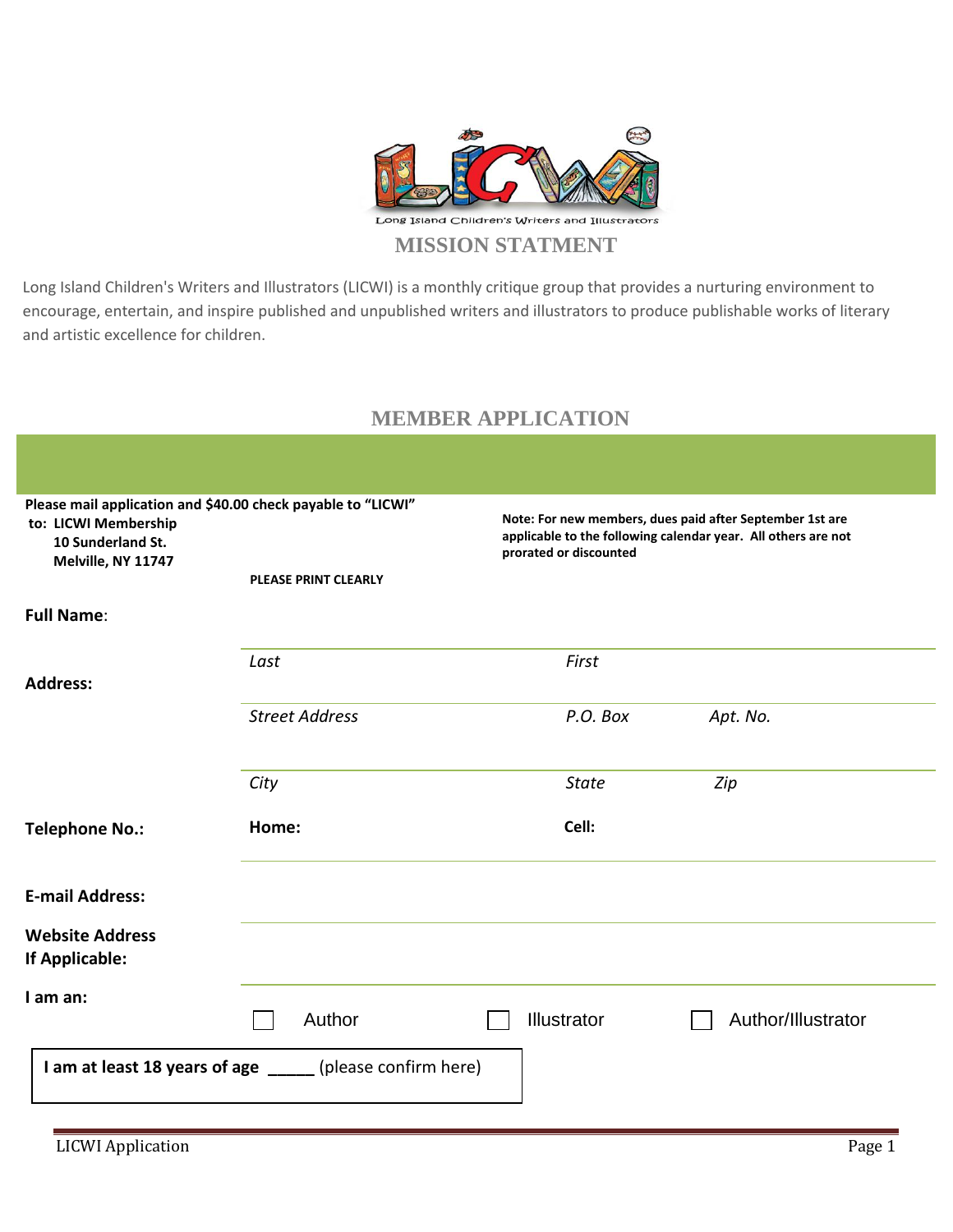Long Island Children's Writers and Illustrators

## MISSION STATMENT

Long Island Children's Writers and Illustrators (LICWI) is a monthly critique group that provides a nurturing environment to encourage, entertain, and inspire published and unpublished writers and illustrators to produce publishable works of literary and artistic excellence for children.

## MEMBER APPLICATION

**Please mail application and $40.00 check payable to "LICWI"**
**to: LICWI Membership**
**10 Sunderland St.**
**Melville, NY 11747**

**Note: For new members, dues paid after September 1st are applicable to the following calendar year. All others are not prorated or discounted**

**PLEASE PRINT CLEARLY**

**Full Name**:

*Last* *First*

**Address:**

*Street Address* *P.O. Box* *Apt. No.*

*City* *State* *Zip*

**Telephone No.:** **Home:** **Cell:**

**E-mail Address:**

**Website Address If Applicable:**

**I am an:**

☐ Author ☐ Illustrator ☐ Author/Illustrator

**I am at least 18 years of age** _____ (please confirm here)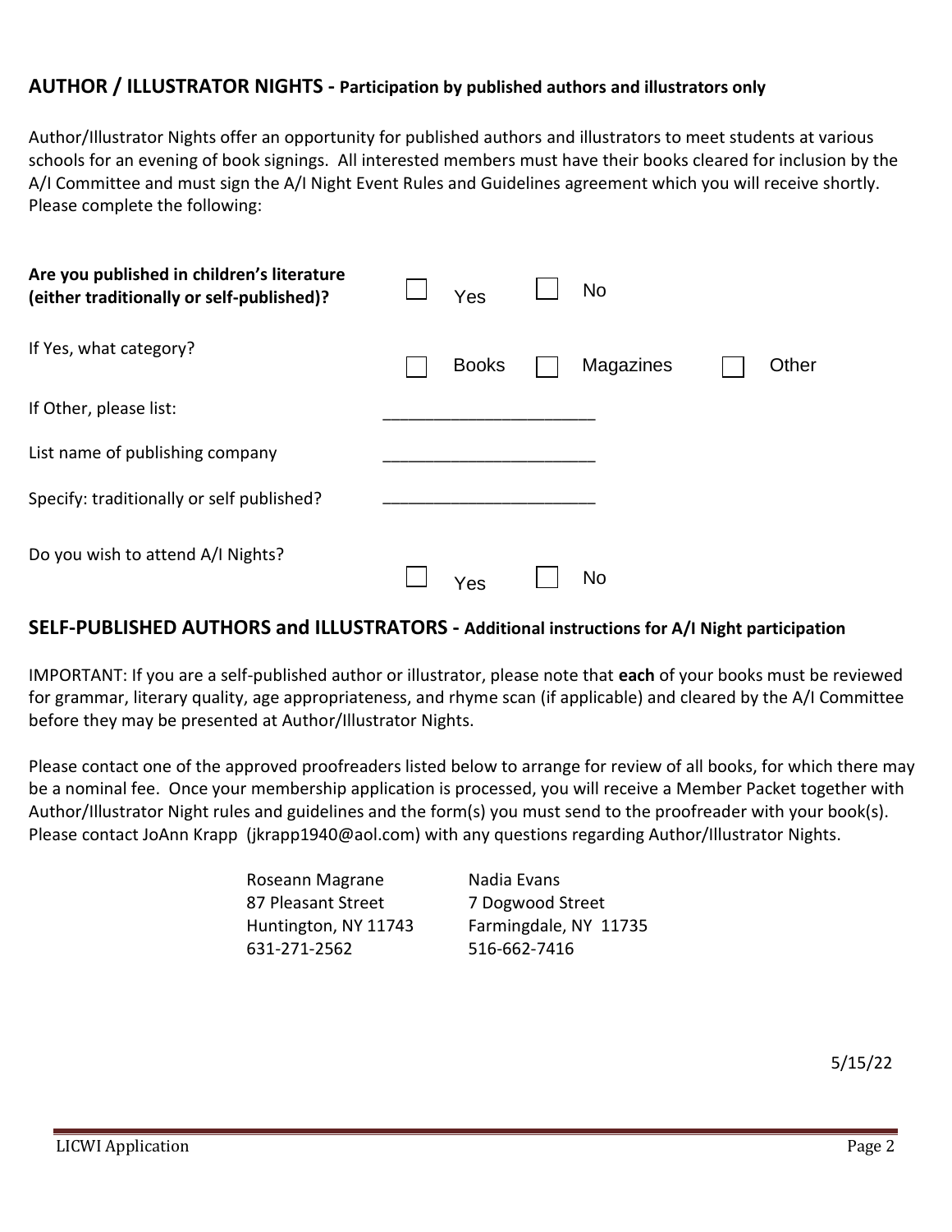## AUTHOR / ILLUSTRATOR NIGHTS - Participation by published authors and illustrators only

Author/Illustrator Nights offer an opportunity for published authors and illustrators to meet students at various schools for an evening of book signings. All interested members must have their books cleared for inclusion by the A/I Committee and must sign the A/I Night Event Rules and Guidelines agreement which you will receive shortly. Please complete the following:

**Are you published in children's literature (either traditionally or self-published)?** ☐ Yes ☐ No

If Yes, what category? ☐ Books ☐ Magazines ☐ Other

If Other, please list: ______________________

List name of publishing company ______________________

Specify: traditionally or self published? ______________________

Do you wish to attend A/I Nights? ☐ Yes ☐ No

## SELF-PUBLISHED AUTHORS and ILLUSTRATORS - Additional instructions for A/I Night participation

IMPORTANT: If you are a self-published author or illustrator, please note that **each** of your books must be reviewed for grammar, literary quality, age appropriateness, and rhyme scan (if applicable) and cleared by the A/I Committee before they may be presented at Author/Illustrator Nights.

Please contact one of the approved proofreaders listed below to arrange for review of all books, for which there may be a nominal fee. Once your membership application is processed, you will receive a Member Packet together with Author/Illustrator Night rules and guidelines and the form(s) you must send to the proofreader with your book(s). Please contact JoAnn Krapp (jkrapp1940@aol.com) with any questions regarding Author/Illustrator Nights.

Roseann Magrane
87 Pleasant Street
Huntington, NY 11743
631-271-2562

Nadia Evans
7 Dogwood Street
Farmingdale, NY 11735
516-662-7416

5/15/22